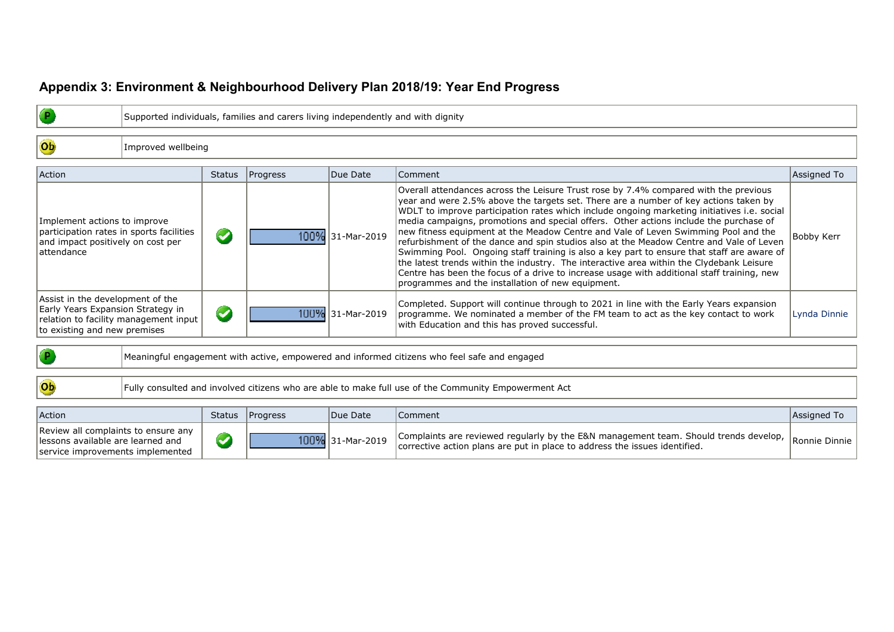## Appendix 3: Environment & Neighbourhood Delivery Plan 2018/19: Year End Progress

| P | Supported individuals, families and carers living independently and with dignity |
|---|---|

| Ob | Improved wellbeing |
|---|---|

| Action | Status | Progress | Due Date | Comment | Assigned To |
|---|---|---|---|---|---|
| Implement actions to improve participation rates in sports facilities and impact positively on cost per attendance | ✔ | 100% | 31-Mar-2019 | Overall attendances across the Leisure Trust rose by 7.4% compared with the previous year and were 2.5% above the targets set. There are a number of key actions taken by WDLT to improve participation rates which include ongoing marketing initiatives i.e. social media campaigns, promotions and special offers. Other actions include the purchase of new fitness equipment at the Meadow Centre and Vale of Leven Swimming Pool and the refurbishment of the dance and spin studios also at the Meadow Centre and Vale of Leven Swimming Pool. Ongoing staff training is also a key part to ensure that staff are aware of the latest trends within the industry. The interactive area within the Clydebank Leisure Centre has been the focus of a drive to increase usage with additional staff training, new programmes and the installation of new equipment. | Bobby Kerr |
| Assist in the development of the Early Years Expansion Strategy in relation to facility management input to existing and new premises | ✔ | 100% | 31-Mar-2019 | Completed. Support will continue through to 2021 in line with the Early Years expansion programme. We nominated a member of the FM team to act as the key contact to work with Education and this has proved successful. | Lynda Dinnie |

| P | Meaningful engagement with active, empowered and informed citizens who feel safe and engaged |
|---|---|

| Ob | Fully consulted and involved citizens who are able to make full use of the Community Empowerment Act |
|---|---|

| Action | Status | Progress | Due Date | Comment | Assigned To |
|---|---|---|---|---|---|
| Review all complaints to ensure any lessons available are learned and service improvements implemented | ✔ | 100% | 31-Mar-2019 | Complaints are reviewed regularly by the E&N management team. Should trends develop, corrective action plans are put in place to address the issues identified. | Ronnie Dinnie |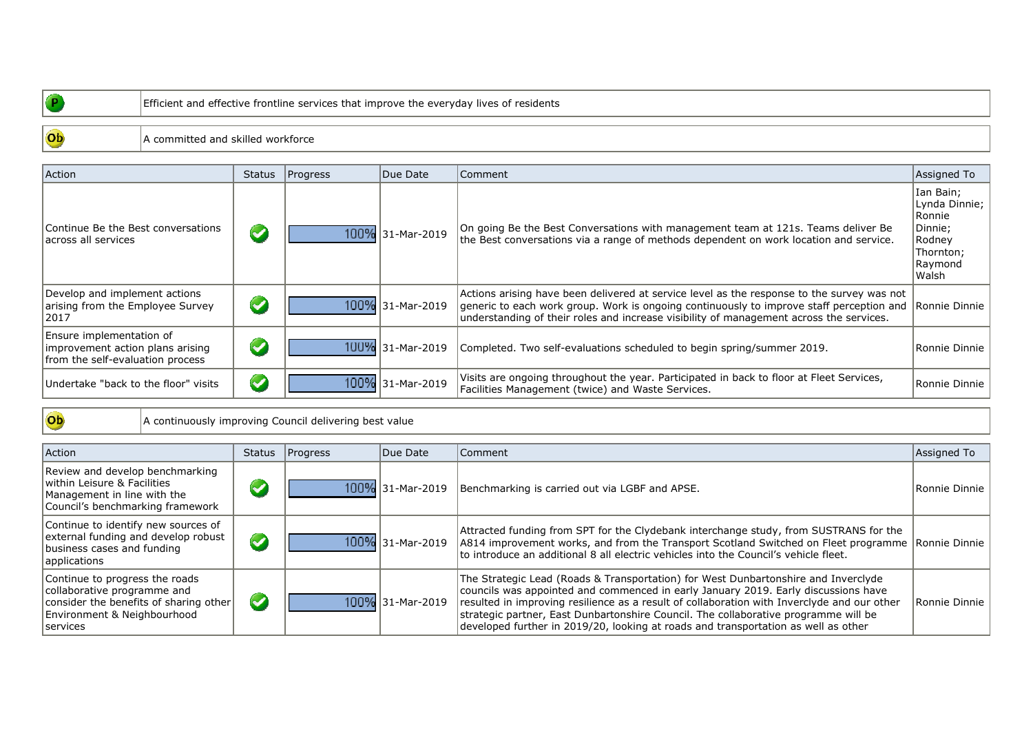| P | Efficient and effective frontline services that improve the everyday lives of residents |
|---|---|

| Ob | A committed and skilled workforce |
|---|---|

| Action | Status | Progress | Due Date | Comment | Assigned To |
|---|---|---|---|---|---|
| Continue Be the Best conversations across all services | ✓ | 100% | 31-Mar-2019 | On going Be the Best Conversations with management team at 121s. Teams deliver Be the Best conversations via a range of methods dependent on work location and service. | Ian Bain; Lynda Dinnie; Ronnie Dinnie; Rodney Thornton; Raymond Walsh |
| Develop and implement actions arising from the Employee Survey 2017 | ✓ | 100% | 31-Mar-2019 | Actions arising have been delivered at service level as the response to the survey was not generic to each work group. Work is ongoing continuously to improve staff perception and understanding of their roles and increase visibility of management across the services. | Ronnie Dinnie |
| Ensure implementation of improvement action plans arising from the self-evaluation process | ✓ | 100% | 31-Mar-2019 | Completed. Two self-evaluations scheduled to begin spring/summer 2019. | Ronnie Dinnie |
| Undertake "back to the floor" visits | ✓ | 100% | 31-Mar-2019 | Visits are ongoing throughout the year. Participated in back to floor at Fleet Services, Facilities Management (twice) and Waste Services. | Ronnie Dinnie |

| Ob | A continuously improving Council delivering best value |
|---|---|

| Action | Status | Progress | Due Date | Comment | Assigned To |
|---|---|---|---|---|---|
| Review and develop benchmarking within Leisure & Facilities Management in line with the Council's benchmarking framework | ✓ | 100% | 31-Mar-2019 | Benchmarking is carried out via LGBF and APSE. | Ronnie Dinnie |
| Continue to identify new sources of external funding and develop robust business cases and funding applications | ✓ | 100% | 31-Mar-2019 | Attracted funding from SPT for the Clydebank interchange study, from SUSTRANS for the A814 improvement works, and from the Transport Scotland Switched on Fleet programme to introduce an additional 8 all electric vehicles into the Council's vehicle fleet. | Ronnie Dinnie |
| Continue to progress the roads collaborative programme and consider the benefits of sharing other Environment & Neighbourhood services | ✓ | 100% | 31-Mar-2019 | The Strategic Lead (Roads & Transportation) for West Dunbartonshire and Inverclyde councils was appointed and commenced in early January 2019. Early discussions have resulted in improving resilience as a result of collaboration with Inverclyde and our other strategic partner, East Dunbartonshire Council. The collaborative programme will be developed further in 2019/20, looking at roads and transportation as well as other | Ronnie Dinnie |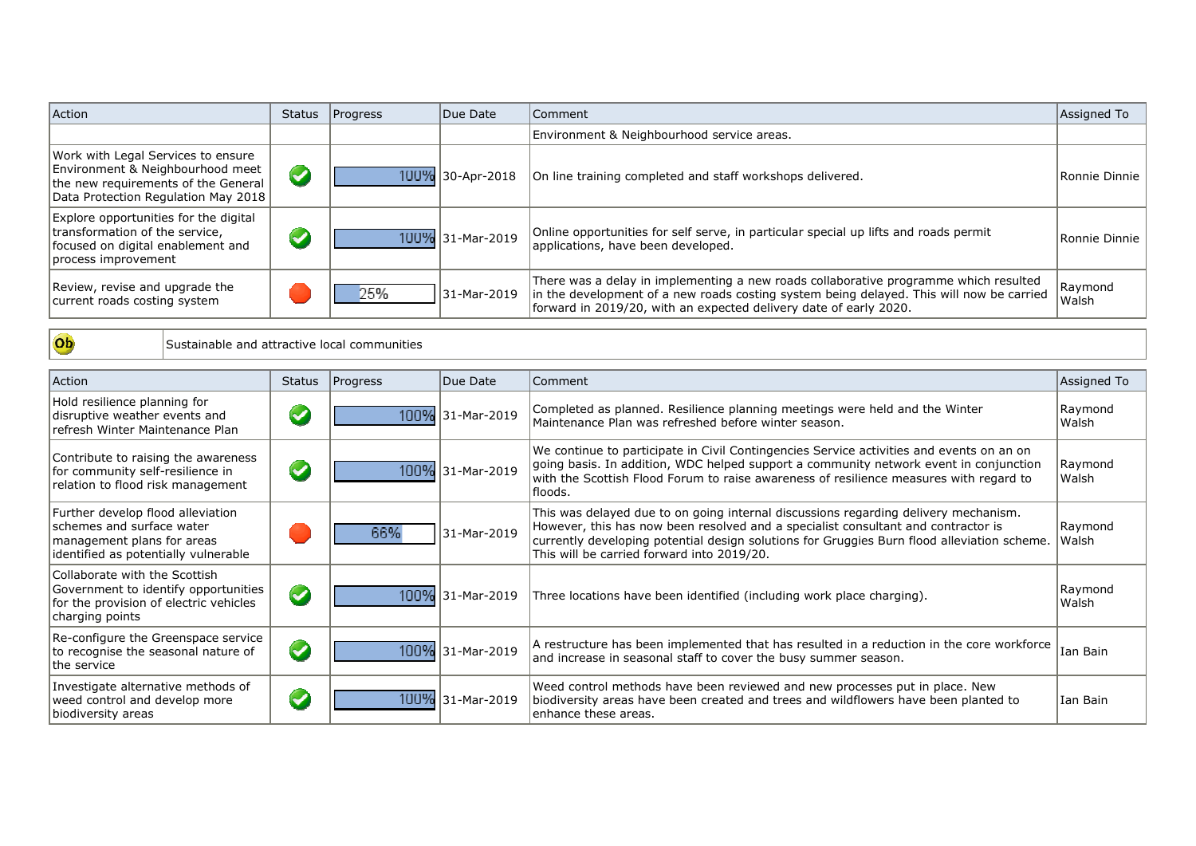| Action | Status | Progress | Due Date | Comment | Assigned To |
|---|---|---|---|---|---|
| | | | | Environment & Neighbourhood service areas. | |
| Work with Legal Services to ensure Environment & Neighbourhood meet the new requirements of the General Data Protection Regulation May 2018 | Completed | 100% | 30-Apr-2018 | On line training completed and staff workshops delivered. | Ronnie Dinnie |
| Explore opportunities for the digital transformation of the service, focused on digital enablement and process improvement | Completed | 100% | 31-Mar-2019 | Online opportunities for self serve, in particular special up lifts and roads permit applications, have been developed. | Ronnie Dinnie |
| Review, revise and upgrade the current roads costing system | Overdue | 25% | 31-Mar-2019 | There was a delay in implementing a new roads collaborative programme which resulted in the development of a new roads costing system being delayed. This will now be carried forward in 2019/20, with an expected delivery date of early 2020. | Raymond Walsh |

| Ob | Sustainable and attractive local communities |
|---|---|

| Action | Status | Progress | Due Date | Comment | Assigned To |
|---|---|---|---|---|---|
| Hold resilience planning for disruptive weather events and refresh Winter Maintenance Plan | Completed | 100% | 31-Mar-2019 | Completed as planned. Resilience planning meetings were held and the Winter Maintenance Plan was refreshed before winter season. | Raymond Walsh |
| Contribute to raising the awareness for community self-resilience in relation to flood risk management | Completed | 100% | 31-Mar-2019 | We continue to participate in Civil Contingencies Service activities and events on an on going basis. In addition, WDC helped support a community network event in conjunction with the Scottish Flood Forum to raise awareness of resilience measures with regard to floods. | Raymond Walsh |
| Further develop flood alleviation schemes and surface water management plans for areas identified as potentially vulnerable | Overdue | 66% | 31-Mar-2019 | This was delayed due to on going internal discussions regarding delivery mechanism. However, this has now been resolved and a specialist consultant and contractor is currently developing potential design solutions for Gruggies Burn flood alleviation scheme. This will be carried forward into 2019/20. | Raymond Walsh |
| Collaborate with the Scottish Government to identify opportunities for the provision of electric vehicles charging points | Completed | 100% | 31-Mar-2019 | Three locations have been identified (including work place charging). | Raymond Walsh |
| Re-configure the Greenspace service to recognise the seasonal nature of the service | Completed | 100% | 31-Mar-2019 | A restructure has been implemented that has resulted in a reduction in the core workforce and increase in seasonal staff to cover the busy summer season. | Ian Bain |
| Investigate alternative methods of weed control and develop more biodiversity areas | Completed | 100% | 31-Mar-2019 | Weed control methods have been reviewed and new processes put in place. New biodiversity areas have been created and trees and wildflowers have been planted to enhance these areas. | Ian Bain |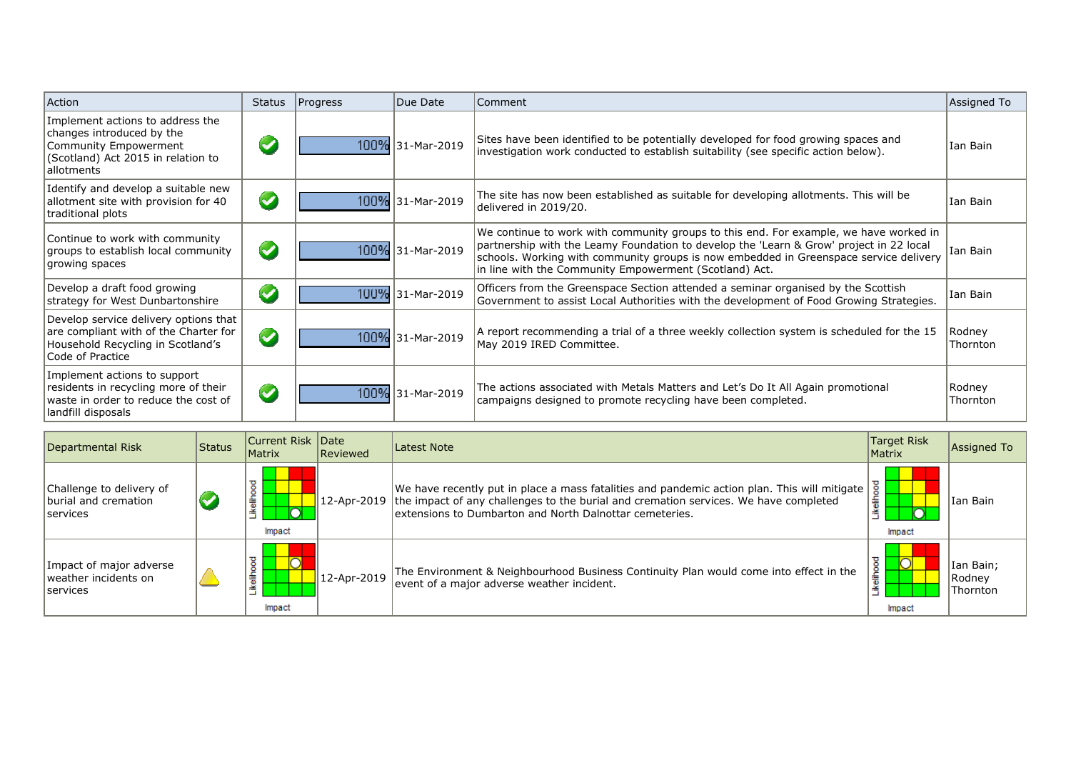| Action | Status | Progress | Due Date | Comment | Assigned To |
|---|---|---|---|---|---|
| Implement actions to address the changes introduced by the Community Empowerment (Scotland) Act 2015 in relation to allotments | | 100% | 31-Mar-2019 | Sites have been identified to be potentially developed for food growing spaces and investigation work conducted to establish suitability (see specific action below). | Ian Bain |
| Identify and develop a suitable new allotment site with provision for 40 traditional plots | | 100% | 31-Mar-2019 | The site has now been established as suitable for developing allotments. This will be delivered in 2019/20. | Ian Bain |
| Continue to work with community groups to establish local community growing spaces | | 100% | 31-Mar-2019 | We continue to work with community groups to this end. For example, we have worked in partnership with the Leamy Foundation to develop the 'Learn & Grow' project in 22 local schools. Working with community groups is now embedded in Greenspace service delivery in line with the Community Empowerment (Scotland) Act. | Ian Bain |
| Develop a draft food growing strategy for West Dunbartonshire | | 100% | 31-Mar-2019 | Officers from the Greenspace Section attended a seminar organised by the Scottish Government to assist Local Authorities with the development of Food Growing Strategies. | Ian Bain |
| Develop service delivery options that are compliant with of the Charter for Household Recycling in Scotland's Code of Practice | | 100% | 31-Mar-2019 | A report recommending a trial of a three weekly collection system is scheduled for the 15 May 2019 IRED Committee. | Rodney Thornton |
| Implement actions to support residents in recycling more of their waste in order to reduce the cost of landfill disposals | | 100% | 31-Mar-2019 | The actions associated with Metals Matters and Let's Do It All Again promotional campaigns designed to promote recycling have been completed. | Rodney Thornton |

| Departmental Risk | Status | Current Risk Matrix | Date Reviewed | Latest Note | Target Risk Matrix | Assigned To |
|---|---|---|---|---|---|---|
| Challenge to delivery of burial and cremation services | | Likelihood / Impact | 12-Apr-2019 | We have recently put in place a mass fatalities and pandemic action plan. This will mitigate the impact of any challenges to the burial and cremation services. We have completed extensions to Dumbarton and North Dalnottar cemeteries. | Likelihood / Impact | Ian Bain |
| Impact of major adverse weather incidents on services | | Likelihood / Impact | 12-Apr-2019 | The Environment & Neighbourhood Business Continuity Plan would come into effect in the event of a major adverse weather incident. | Likelihood / Impact | Ian Bain; Rodney Thornton |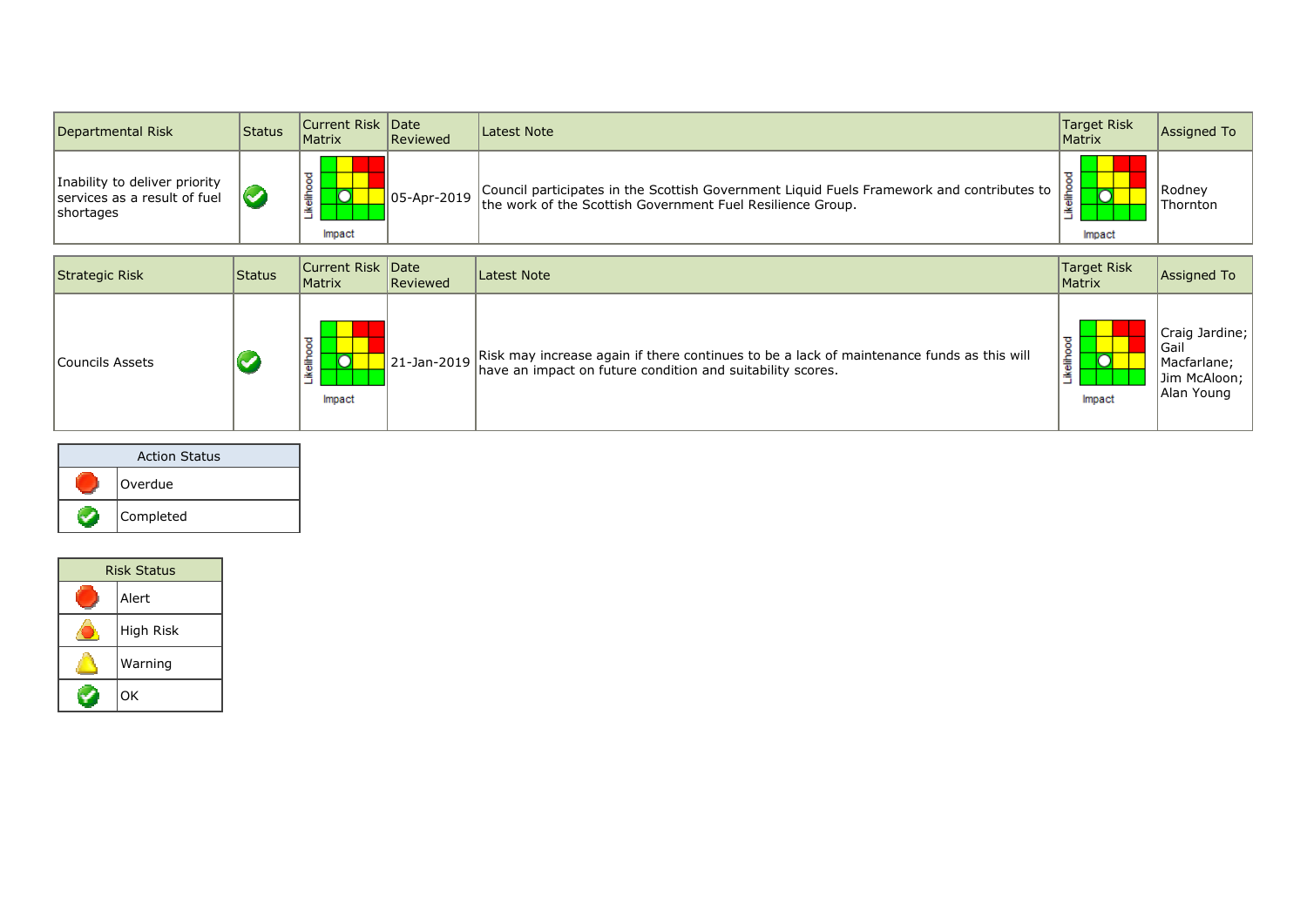| Departmental Risk | Status | Current Risk Matrix | Date Reviewed | Latest Note | Target Risk Matrix | Assigned To |
| --- | --- | --- | --- | --- | --- | --- |
| Inability to deliver priority services as a result of fuel shortages | | Likelihood Impact | 05-Apr-2019 | Council participates in the Scottish Government Liquid Fuels Framework and contributes to the work of the Scottish Government Fuel Resilience Group. | Likelihood Impact | Rodney Thornton |

| Strategic Risk | Status | Current Risk Matrix | Date Reviewed | Latest Note | Target Risk Matrix | Assigned To |
| --- | --- | --- | --- | --- | --- | --- |
| Councils Assets | | Likelihood Impact | 21-Jan-2019 | Risk may increase again if there continues to be a lack of maintenance funds as this will have an impact on future condition and suitability scores. | Likelihood Impact | Craig Jardine; Gail Macfarlane; Jim McAloon; Alan Young |

| Action Status | |
| --- | --- |
| | Overdue |
| | Completed |

| Risk Status | |
| --- | --- |
| | Alert |
| | High Risk |
| | Warning |
| | OK |